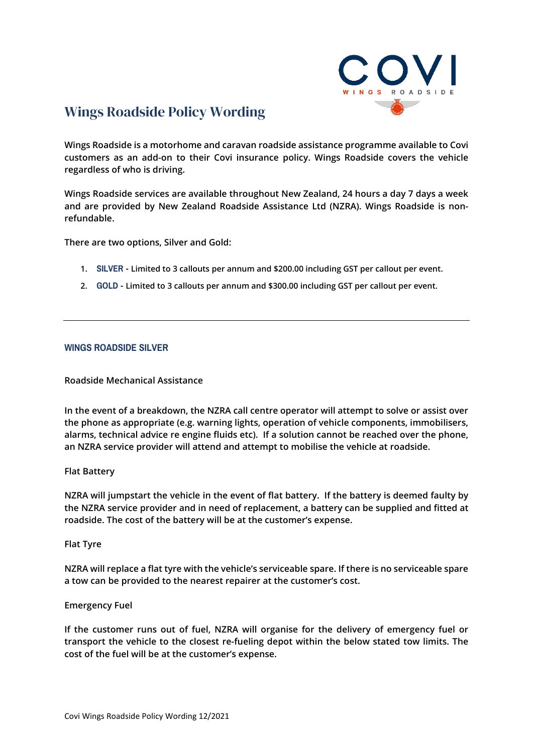# Wings Roadside Policy Wording

**Wings Roadside is a motorhome and caravan roadside assistance programme available to Covi customers as an add-on to their Covi insurance policy. Wings Roadside covers the vehicle regardless of who is driving.**

**Wings Roadside services are available throughout New Zealand, 24 hours a day 7 days a week and are provided by New Zealand Roadside Assistance Ltd (NZRA). Wings Roadside is non-refundable.**

**There are two options, Silver and Gold:**

1. **SILVER - Limited to 3 callouts per annum and $200.00 including GST per callout per event.**
2. **GOLD - Limited to 3 callouts per annum and $300.00 including GST per callout per event.**

---

## WINGS ROADSIDE SILVER

### Roadside Mechanical Assistance

**In the event of a breakdown, the NZRA call centre operator will attempt to solve or assist over the phone as appropriate (e.g. warning lights, operation of vehicle components, immobilisers, alarms, technical advice re engine fluids etc). If a solution cannot be reached over the phone, an NZRA service provider will attend and attempt to mobilise the vehicle at roadside.**

### Flat Battery

**NZRA will jumpstart the vehicle in the event of flat battery. If the battery is deemed faulty by the NZRA service provider and in need of replacement, a battery can be supplied and fitted at roadside. The cost of the battery will be at the customer's expense.**

### Flat Tyre

**NZRA will replace a flat tyre with the vehicle's serviceable spare. If there is no serviceable spare a tow can be provided to the nearest repairer at the customer's cost.**

### Emergency Fuel

**If the customer runs out of fuel, NZRA will organise for the delivery of emergency fuel or transport the vehicle to the closest re-fueling depot within the below stated tow limits. The cost of the fuel will be at the customer's expense.**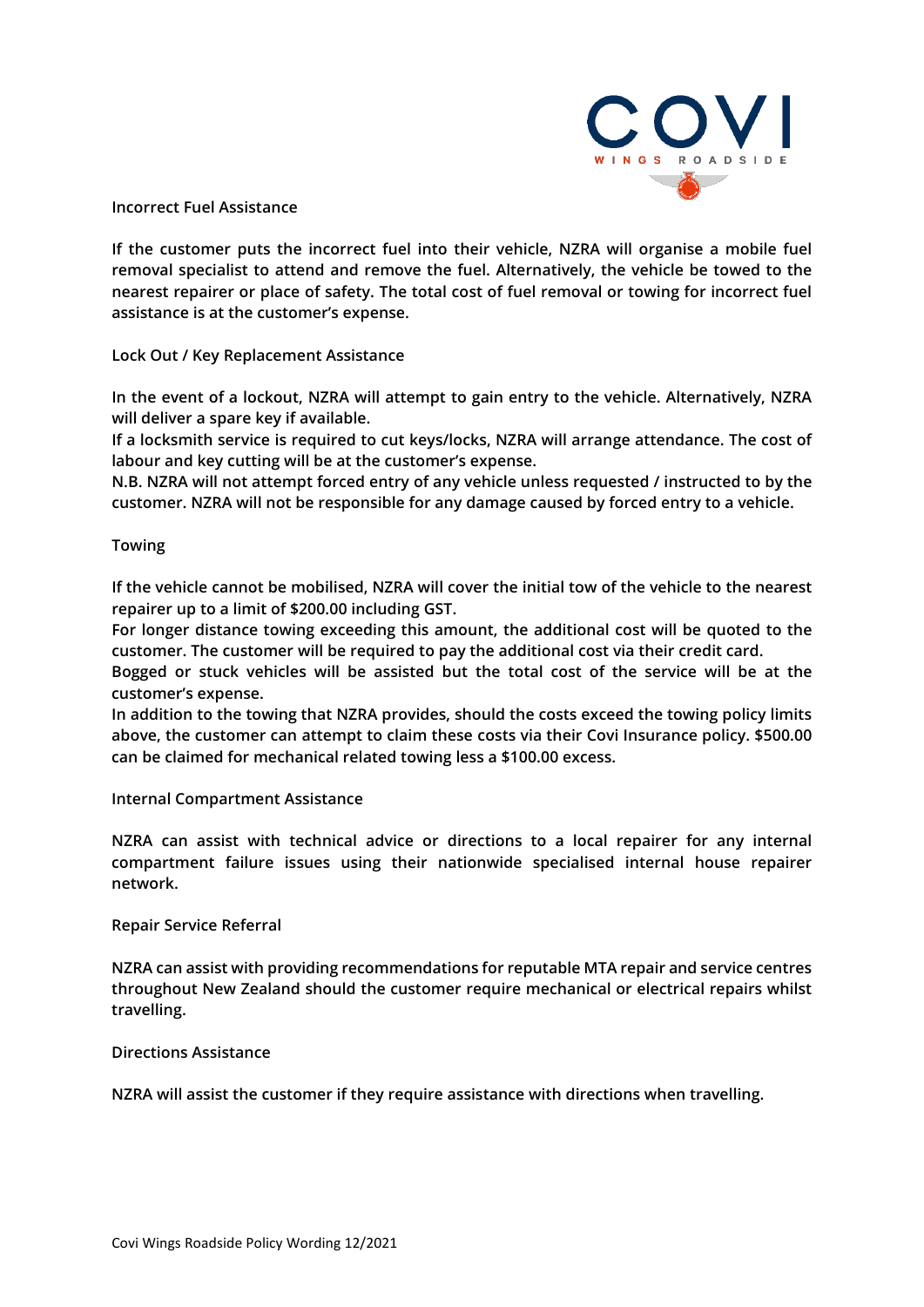## Incorrect Fuel Assistance

**If the customer puts the incorrect fuel into their vehicle, NZRA will organise a mobile fuel removal specialist to attend and remove the fuel. Alternatively, the vehicle be towed to the nearest repairer or place of safety. The total cost of fuel removal or towing for incorrect fuel assistance is at the customer's expense.**

## Lock Out / Key Replacement Assistance

**In the event of a lockout, NZRA will attempt to gain entry to the vehicle. Alternatively, NZRA will deliver a spare key if available.**

**If a locksmith service is required to cut keys/locks, NZRA will arrange attendance. The cost of labour and key cutting will be at the customer's expense.**

**N.B. NZRA will not attempt forced entry of any vehicle unless requested / instructed to by the customer. NZRA will not be responsible for any damage caused by forced entry to a vehicle.**

## Towing

**If the vehicle cannot be mobilised, NZRA will cover the initial tow of the vehicle to the nearest repairer up to a limit of $200.00 including GST.**

**For longer distance towing exceeding this amount, the additional cost will be quoted to the customer. The customer will be required to pay the additional cost via their credit card.**

**Bogged or stuck vehicles will be assisted but the total cost of the service will be at the customer's expense.**

**In addition to the towing that NZRA provides, should the costs exceed the towing policy limits above, the customer can attempt to claim these costs via their Covi Insurance policy. $500.00 can be claimed for mechanical related towing less a $100.00 excess.**

## Internal Compartment Assistance

**NZRA can assist with technical advice or directions to a local repairer for any internal compartment failure issues using their nationwide specialised internal house repairer network.**

## Repair Service Referral

**NZRA can assist with providing recommendations for reputable MTA repair and service centres throughout New Zealand should the customer require mechanical or electrical repairs whilst travelling.**

## Directions Assistance

**NZRA will assist the customer if they require assistance with directions when travelling.**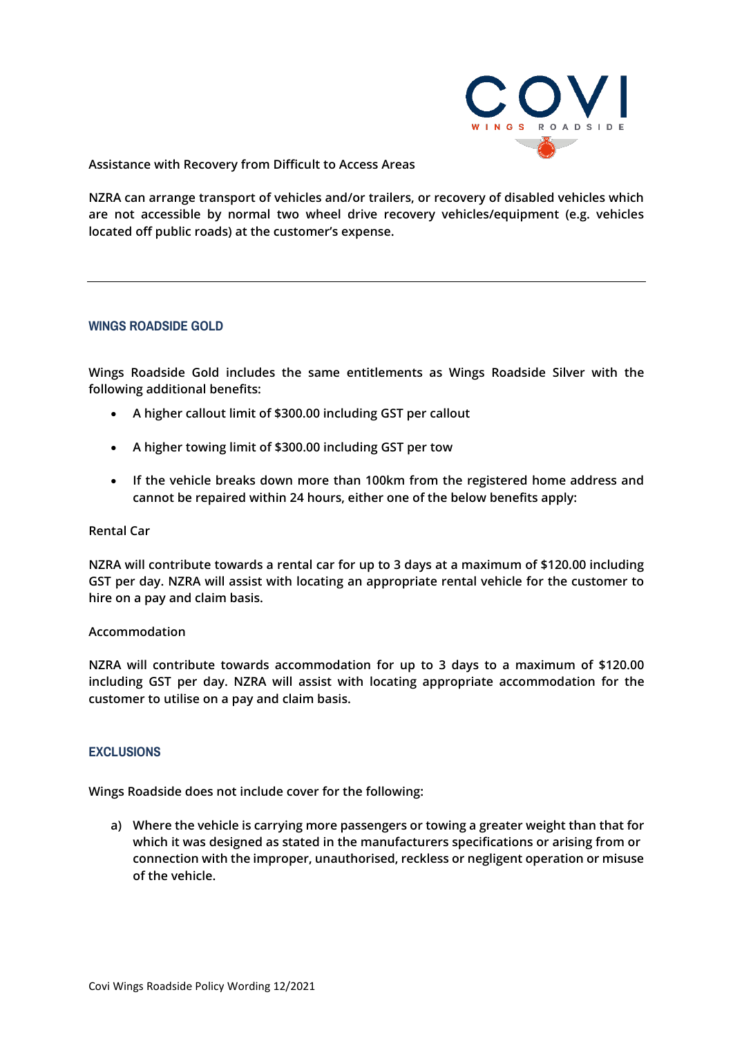Assistance with Recovery from Difficult to Access Areas

**NZRA can arrange transport of vehicles and/or trailers, or recovery of disabled vehicles which are not accessible by normal two wheel drive recovery vehicles/equipment (e.g. vehicles located off public roads) at the customer's expense.**

---

## WINGS ROADSIDE GOLD

**Wings Roadside Gold includes the same entitlements as Wings Roadside Silver with the following additional benefits:**

- **A higher callout limit of $300.00 including GST per callout**
- **A higher towing limit of $300.00 including GST per tow**
- **If the vehicle breaks down more than 100km from the registered home address and cannot be repaired within 24 hours, either one of the below benefits apply:**

Rental Car

**NZRA will contribute towards a rental car for up to 3 days at a maximum of $120.00 including GST per day. NZRA will assist with locating an appropriate rental vehicle for the customer to hire on a pay and claim basis.**

Accommodation

**NZRA will contribute towards accommodation for up to 3 days to a maximum of $120.00 including GST per day. NZRA will assist with locating appropriate accommodation for the customer to utilise on a pay and claim basis.**

## EXCLUSIONS

**Wings Roadside does not include cover for the following:**

a) **Where the vehicle is carrying more passengers or towing a greater weight than that for which it was designed as stated in the manufacturers specifications or arising from or connection with the improper, unauthorised, reckless or negligent operation or misuse of the vehicle.**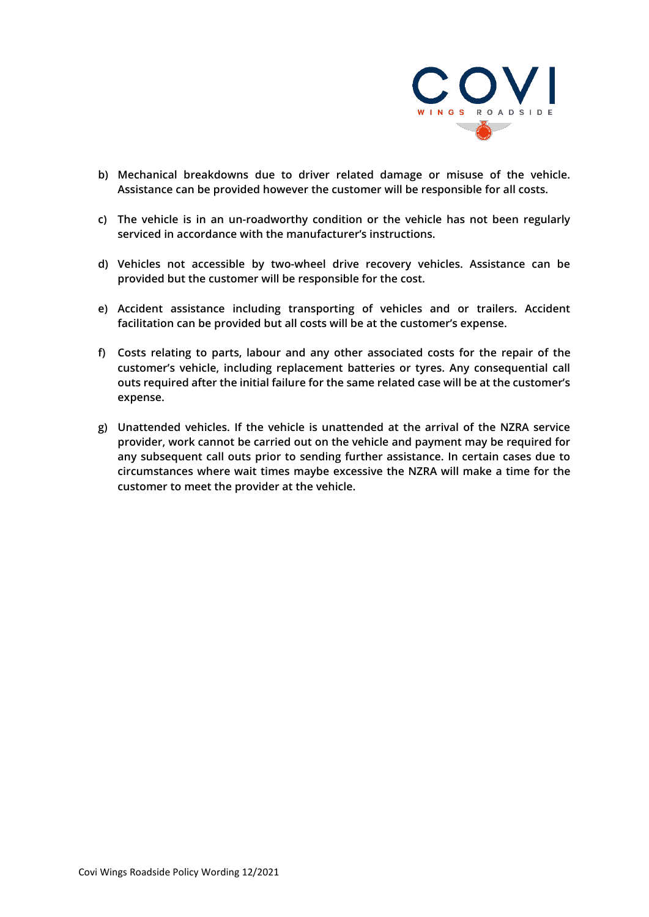**b) Mechanical breakdowns due to driver related damage or misuse of the vehicle. Assistance can be provided however the customer will be responsible for all costs.**

**c) The vehicle is in an un-roadworthy condition or the vehicle has not been regularly serviced in accordance with the manufacturer's instructions.**

**d) Vehicles not accessible by two-wheel drive recovery vehicles. Assistance can be provided but the customer will be responsible for the cost.**

**e) Accident assistance including transporting of vehicles and or trailers. Accident facilitation can be provided but all costs will be at the customer's expense.**

**f) Costs relating to parts, labour and any other associated costs for the repair of the customer's vehicle, including replacement batteries or tyres. Any consequential call outs required after the initial failure for the same related case will be at the customer's expense.**

**g) Unattended vehicles. If the vehicle is unattended at the arrival of the NZRA service provider, work cannot be carried out on the vehicle and payment may be required for any subsequent call outs prior to sending further assistance. In certain cases due to circumstances where wait times maybe excessive the NZRA will make a time for the customer to meet the provider at the vehicle.**